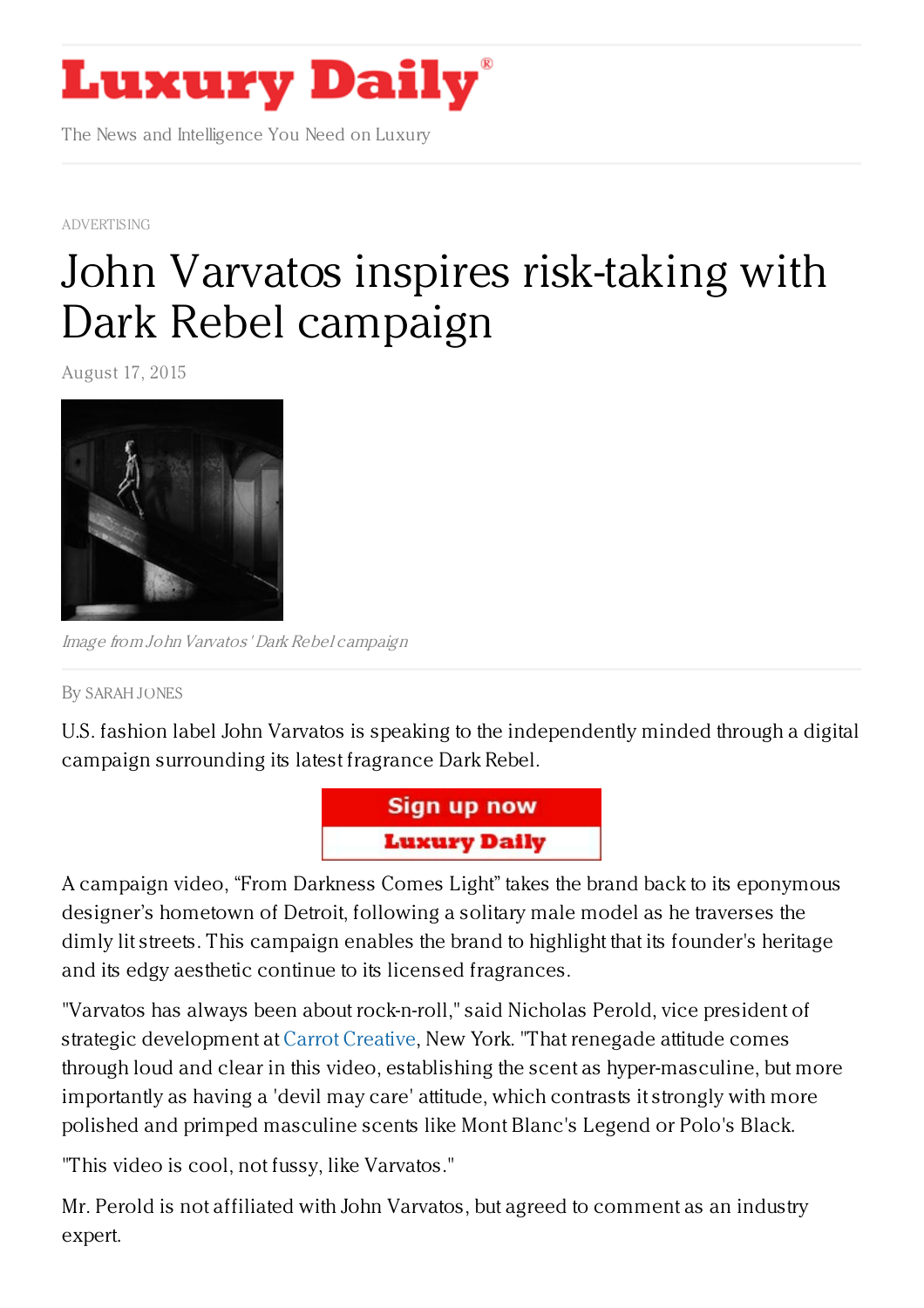# Luxury Daily

The News and Intelligence You Need on Luxury

ADVERTISING

# John Varvatos inspires risk-taking with Dark Rebel campaign

August 17, 2015

*Image from John Varvatos' Dark Rebel campaign*

By SARAH JONES

U.S. fashion label John Varvatos is speaking to the independently minded through a digital campaign surrounding its latest fragrance Dark Rebel.

A campaign video, "From Darkness Comes Light" takes the brand back to its eponymous designer's hometown of Detroit, following a solitary male model as he traverses the dimly lit streets. This campaign enables the brand to highlight that its founder's heritage and its edgy aesthetic continue to its licensed fragrances.

"Varvatos has always been about rock-n-roll," said Nicholas Perold, vice president of strategic development at Carrot Creative, New York. "That renegade attitude comes through loud and clear in this video, establishing the scent as hyper-masculine, but more importantly as having a 'devil may care' attitude, which contrasts it strongly with more polished and primped masculine scents like Mont Blanc's Legend or Polo's Black.

"This video is cool, not fussy, like Varvatos."

Mr. Perold is not affiliated with John Varvatos, but agreed to comment as an industry expert.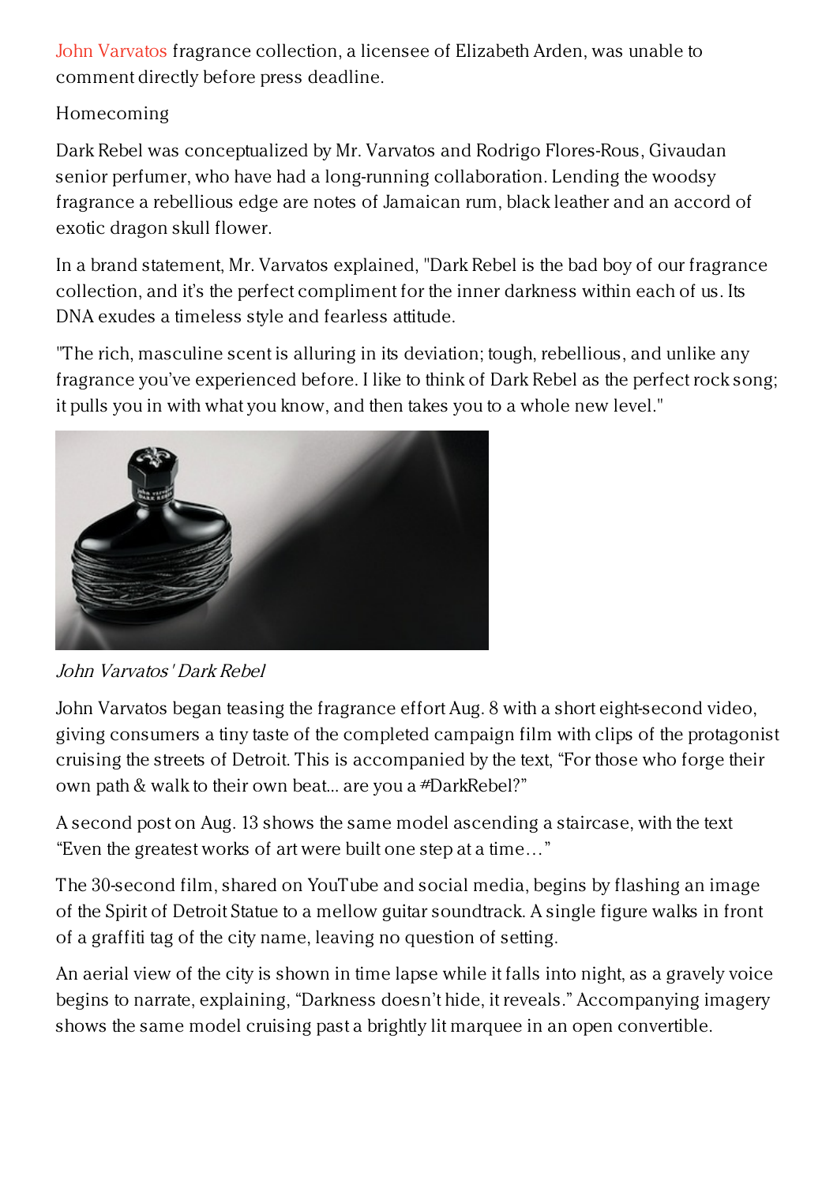John Varvatos fragrance collection, a licensee of Elizabeth Arden, was unable to comment directly before press deadline.

Homecoming

Dark Rebel was conceptualized by Mr. Varvatos and Rodrigo Flores-Rous, Givaudan senior perfumer, who have had a long-running collaboration. Lending the woodsy fragrance a rebellious edge are notes of Jamaican rum, black leather and an accord of exotic dragon skull flower.

In a brand statement, Mr. Varvatos explained, "Dark Rebel is the bad boy of our fragrance collection, and it's the perfect compliment for the inner darkness within each of us. Its DNA exudes a timeless style and fearless attitude.

"The rich, masculine scent is alluring in its deviation; tough, rebellious, and unlike any fragrance you've experienced before. I like to think of Dark Rebel as the perfect rock song; it pulls you in with what you know, and then takes you to a whole new level."

*John Varvatos' Dark Rebel*

John Varvatos began teasing the fragrance effort Aug. 8 with a short eight-second video, giving consumers a tiny taste of the completed campaign film with clips of the protagonist cruising the streets of Detroit. This is accompanied by the text, "For those who forge their own path & walk to their own beat... are you a #DarkRebel?"

A second post on Aug. 13 shows the same model ascending a staircase, with the text "Even the greatest works of art were built one step at a time…"

The 30-second film, shared on YouTube and social media, begins by flashing an image of the Spirit of Detroit Statue to a mellow guitar soundtrack. A single figure walks in front of a graffiti tag of the city name, leaving no question of setting.

An aerial view of the city is shown in time lapse while it falls into night, as a gravely voice begins to narrate, explaining, "Darkness doesn't hide, it reveals." Accompanying imagery shows the same model cruising past a brightly lit marquee in an open convertible.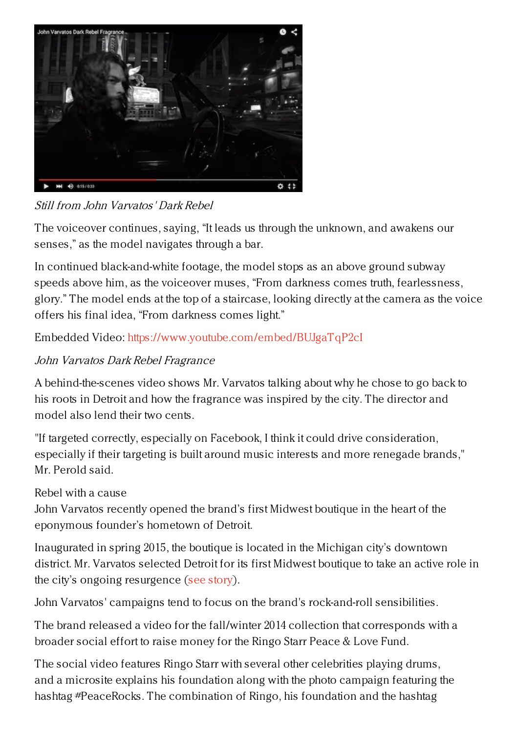*Still from John Varvatos' Dark Rebel*

The voiceover continues, saying, "It leads us through the unknown, and awakens our senses," as the model navigates through a bar.

In continued black-and-white footage, the model stops as an above ground subway speeds above him, as the voiceover muses, "From darkness comes truth, fearlessness, glory." The model ends at the top of a staircase, looking directly at the camera as the voice offers his final idea, "From darkness comes light."

Embedded Video: https://www.youtube.com/embed/BUJgaTqP2cI

*John Varvatos Dark Rebel Fragrance*

A behind-the-scenes video shows Mr. Varvatos talking about why he chose to go back to his roots in Detroit and how the fragrance was inspired by the city. The director and model also lend their two cents.

"If targeted correctly, especially on Facebook, I think it could drive consideration, especially if their targeting is built around music interests and more renegade brands," Mr. Perold said.

Rebel with a cause

John Varvatos recently opened the brand's first Midwest boutique in the heart of the eponymous founder's hometown of Detroit.

Inaugurated in spring 2015, the boutique is located in the Michigan city's downtown district. Mr. Varvatos selected Detroit for its first Midwest boutique to take an active role in the city's ongoing resurgence (see story).

John Varvatos' campaigns tend to focus on the brand's rock-and-roll sensibilities.

The brand released a video for the fall/winter 2014 collection that corresponds with a broader social effort to raise money for the Ringo Starr Peace & Love Fund.

The social video features Ringo Starr with several other celebrities playing drums, and a microsite explains his foundation along with the photo campaign featuring the hashtag #PeaceRocks. The combination of Ringo, his foundation and the hashtag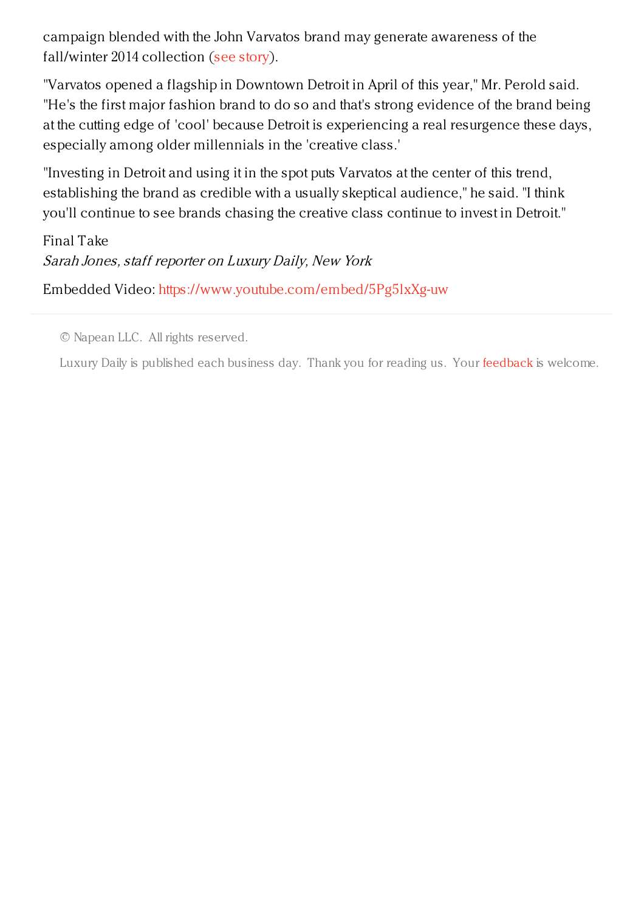campaign blended with the John Varvatos brand may generate awareness of the fall/winter 2014 collection (see story).

"Varvatos opened a flagship in Downtown Detroit in April of this year," Mr. Perold said. "He's the first major fashion brand to do so and that's strong evidence of the brand being at the cutting edge of 'cool' because Detroit is experiencing a real resurgence these days, especially among older millennials in the 'creative class.'

"Investing in Detroit and using it in the spot puts Varvatos at the center of this trend, establishing the brand as credible with a usually skeptical audience," he said. "I think you'll continue to see brands chasing the creative class continue to invest in Detroit."

Final Take
*Sarah Jones, staff reporter on Luxury Daily, New York*

Embedded Video: https://www.youtube.com/embed/5Pg5lxXg-uw

© Napean LLC. All rights reserved.

Luxury Daily is published each business day. Thank you for reading us. Your feedback is welcome.